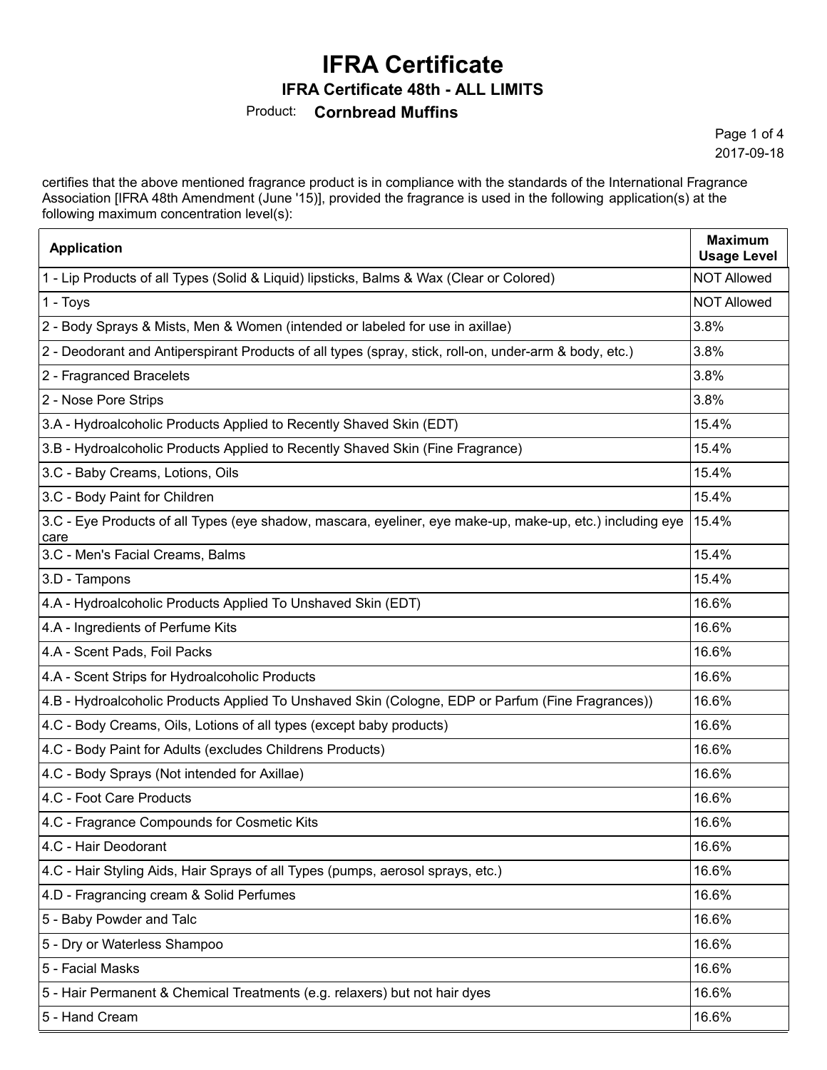# IFRA Certificate

## IFRA Certificate 48th - ALL LIMITS

Product: **Cornbread Muffins**

2017-09-18

certifies that the above mentioned fragrance product is in compliance with the standards of the International Fragrance Association [IFRA 48th Amendment (June '15)], provided the fragrance is used in the following application(s) at the following maximum concentration level(s):

| Application | Maximum Usage Level |
|---|---|
| 1 - Lip Products of all Types (Solid & Liquid) lipsticks, Balms & Wax (Clear or Colored) | NOT Allowed |
| 1 - Toys | NOT Allowed |
| 2 - Body Sprays & Mists, Men & Women (intended or labeled for use in axillae) | 3.8% |
| 2 - Deodorant and Antiperspirant Products of all types (spray, stick, roll-on, under-arm & body, etc.) | 3.8% |
| 2 - Fragranced Bracelets | 3.8% |
| 2 - Nose Pore Strips | 3.8% |
| 3.A - Hydroalcoholic Products Applied to Recently Shaved Skin (EDT) | 15.4% |
| 3.B - Hydroalcoholic Products Applied to Recently Shaved Skin (Fine Fragrance) | 15.4% |
| 3.C - Baby Creams, Lotions, Oils | 15.4% |
| 3.C - Body Paint for Children | 15.4% |
| 3.C - Eye Products of all Types (eye shadow, mascara, eyeliner, eye make-up, make-up, etc.) including eye care | 15.4% |
| 3.C - Men's Facial Creams, Balms | 15.4% |
| 3.D - Tampons | 15.4% |
| 4.A - Hydroalcoholic Products Applied To Unshaved Skin (EDT) | 16.6% |
| 4.A - Ingredients of Perfume Kits | 16.6% |
| 4.A - Scent Pads, Foil Packs | 16.6% |
| 4.A - Scent Strips for Hydroalcoholic Products | 16.6% |
| 4.B - Hydroalcoholic Products Applied To Unshaved Skin (Cologne, EDP or Parfum (Fine Fragrances)) | 16.6% |
| 4.C - Body Creams, Oils, Lotions of all types (except baby products) | 16.6% |
| 4.C - Body Paint for Adults (excludes Childrens Products) | 16.6% |
| 4.C - Body Sprays (Not intended for Axillae) | 16.6% |
| 4.C - Foot Care Products | 16.6% |
| 4.C - Fragrance Compounds for Cosmetic Kits | 16.6% |
| 4.C - Hair Deodorant | 16.6% |
| 4.C - Hair Styling Aids, Hair Sprays of all Types (pumps, aerosol sprays, etc.) | 16.6% |
| 4.D - Fragrancing cream & Solid Perfumes | 16.6% |
| 5 - Baby Powder and Talc | 16.6% |
| 5 - Dry or Waterless Shampoo | 16.6% |
| 5 - Facial Masks | 16.6% |
| 5 - Hair Permanent & Chemical Treatments (e.g. relaxers) but not hair dyes | 16.6% |
| 5 - Hand Cream | 16.6% |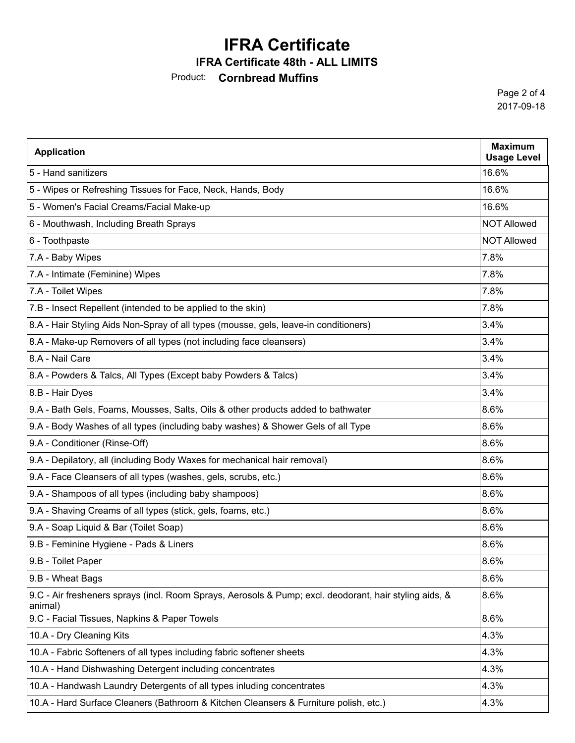# IFRA Certificate

**IFRA Certificate 48th - ALL LIMITS**

Product: **Cornbread Muffins**

2017-09-18

| Application | Maximum Usage Level |
|---|---|
| 5 - Hand sanitizers | 16.6% |
| 5 - Wipes or Refreshing Tissues for Face, Neck, Hands, Body | 16.6% |
| 5 - Women's Facial Creams/Facial Make-up | 16.6% |
| 6 - Mouthwash, Including Breath Sprays | NOT Allowed |
| 6 - Toothpaste | NOT Allowed |
| 7.A - Baby Wipes | 7.8% |
| 7.A - Intimate (Feminine) Wipes | 7.8% |
| 7.A - Toilet Wipes | 7.8% |
| 7.B - Insect Repellent (intended to be applied to the skin) | 7.8% |
| 8.A - Hair Styling Aids Non-Spray of all types (mousse, gels, leave-in conditioners) | 3.4% |
| 8.A - Make-up Removers of all types (not including face cleansers) | 3.4% |
| 8.A - Nail Care | 3.4% |
| 8.A - Powders & Talcs, All Types (Except baby Powders & Talcs) | 3.4% |
| 8.B - Hair Dyes | 3.4% |
| 9.A - Bath Gels, Foams, Mousses, Salts, Oils & other products added to bathwater | 8.6% |
| 9.A - Body Washes of all types (including baby washes) & Shower Gels of all Type | 8.6% |
| 9.A - Conditioner (Rinse-Off) | 8.6% |
| 9.A - Depilatory, all (including Body Waxes for mechanical hair removal) | 8.6% |
| 9.A - Face Cleansers of all types (washes, gels, scrubs, etc.) | 8.6% |
| 9.A - Shampoos of all types (including baby shampoos) | 8.6% |
| 9.A - Shaving Creams of all types (stick, gels, foams, etc.) | 8.6% |
| 9.A - Soap Liquid & Bar (Toilet Soap) | 8.6% |
| 9.B - Feminine Hygiene - Pads & Liners | 8.6% |
| 9.B - Toilet Paper | 8.6% |
| 9.B - Wheat Bags | 8.6% |
| 9.C - Air fresheners sprays (incl. Room Sprays, Aerosols & Pump; excl. deodorant, hair styling aids, & animal) | 8.6% |
| 9.C - Facial Tissues, Napkins & Paper Towels | 8.6% |
| 10.A - Dry Cleaning Kits | 4.3% |
| 10.A - Fabric Softeners of all types including fabric softener sheets | 4.3% |
| 10.A - Hand Dishwashing Detergent including concentrates | 4.3% |
| 10.A - Handwash Laundry Detergents of all types inluding concentrates | 4.3% |
| 10.A - Hard Surface Cleaners (Bathroom & Kitchen Cleansers & Furniture polish, etc.) | 4.3% |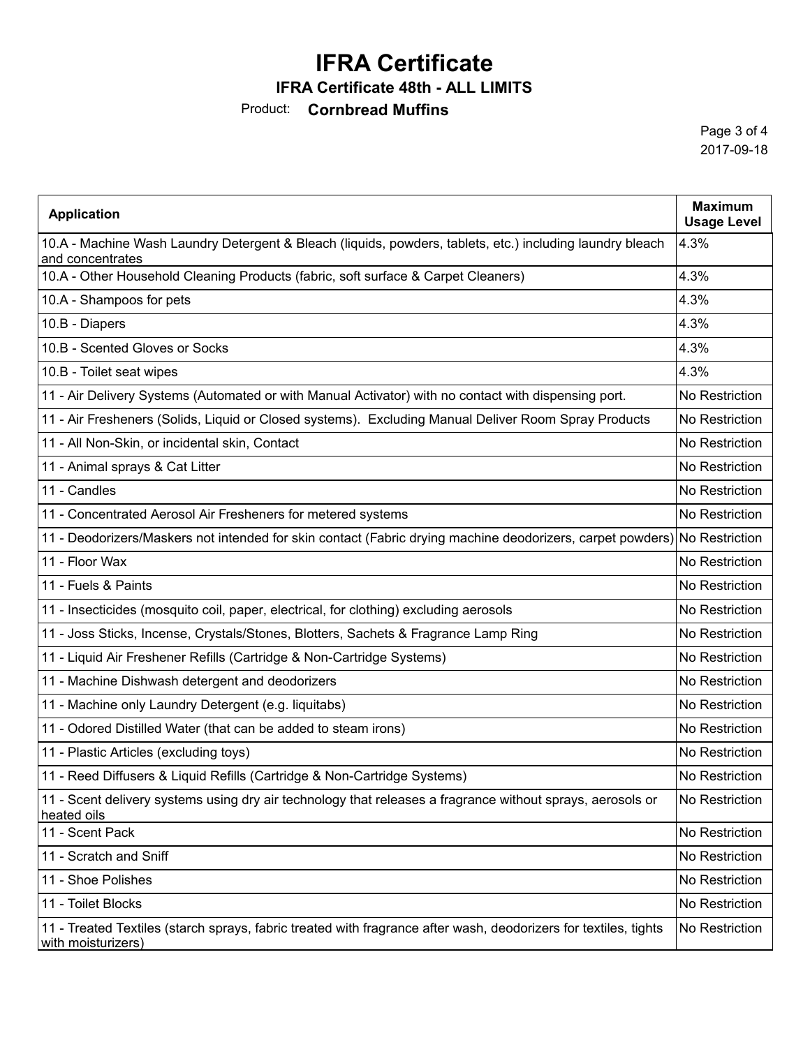# IFRA Certificate

**IFRA Certificate 48th - ALL LIMITS**

Product: **Cornbread Muffins**

2017-09-18

| Application | Maximum Usage Level |
|---|---|
| 10.A - Machine Wash Laundry Detergent & Bleach (liquids, powders, tablets, etc.) including laundry bleach and concentrates | 4.3% |
| 10.A - Other Household Cleaning Products (fabric, soft surface & Carpet Cleaners) | 4.3% |
| 10.A - Shampoos for pets | 4.3% |
| 10.B - Diapers | 4.3% |
| 10.B - Scented Gloves or Socks | 4.3% |
| 10.B - Toilet seat wipes | 4.3% |
| 11 - Air Delivery Systems (Automated or with Manual Activator) with no contact with dispensing port. | No Restriction |
| 11 - Air Fresheners (Solids, Liquid or Closed systems). Excluding Manual Deliver Room Spray Products | No Restriction |
| 11 - All Non-Skin, or incidental skin, Contact | No Restriction |
| 11 - Animal sprays & Cat Litter | No Restriction |
| 11 - Candles | No Restriction |
| 11 - Concentrated Aerosol Air Fresheners for metered systems | No Restriction |
| 11 - Deodorizers/Maskers not intended for skin contact (Fabric drying machine deodorizers, carpet powders) | No Restriction |
| 11 - Floor Wax | No Restriction |
| 11 - Fuels & Paints | No Restriction |
| 11 - Insecticides (mosquito coil, paper, electrical, for clothing) excluding aerosols | No Restriction |
| 11 - Joss Sticks, Incense, Crystals/Stones, Blotters, Sachets & Fragrance Lamp Ring | No Restriction |
| 11 - Liquid Air Freshener Refills (Cartridge & Non-Cartridge Systems) | No Restriction |
| 11 - Machine Dishwash detergent and deodorizers | No Restriction |
| 11 - Machine only Laundry Detergent (e.g. liquitabs) | No Restriction |
| 11 - Odored Distilled Water (that can be added to steam irons) | No Restriction |
| 11 - Plastic Articles (excluding toys) | No Restriction |
| 11 - Reed Diffusers & Liquid Refills (Cartridge & Non-Cartridge Systems) | No Restriction |
| 11 - Scent delivery systems using dry air technology that releases a fragrance without sprays, aerosols or heated oils | No Restriction |
| 11 - Scent Pack | No Restriction |
| 11 - Scratch and Sniff | No Restriction |
| 11 - Shoe Polishes | No Restriction |
| 11 - Toilet Blocks | No Restriction |
| 11 - Treated Textiles (starch sprays, fabric treated with fragrance after wash, deodorizers for textiles, tights with moisturizers) | No Restriction |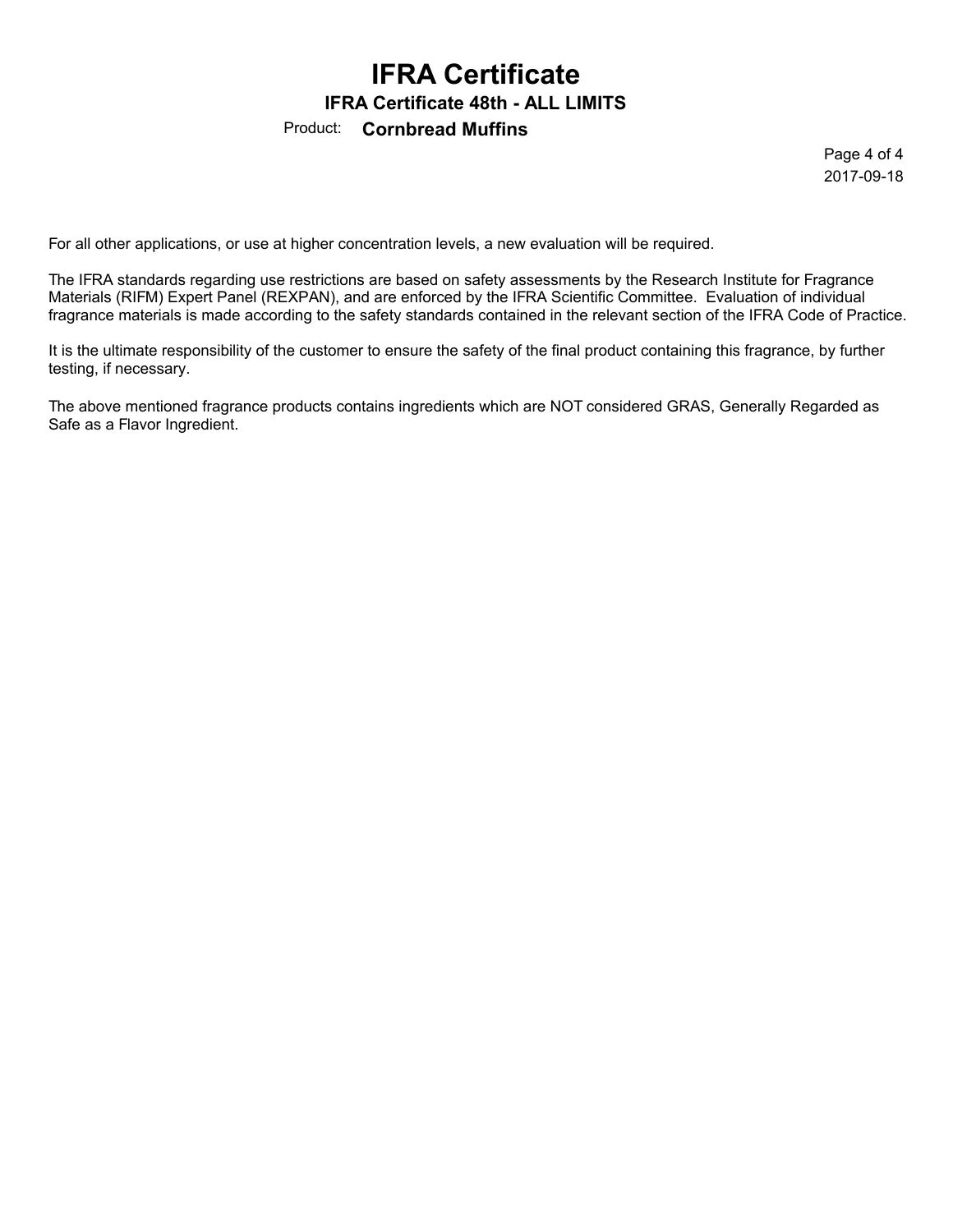# IFRA Certificate

## IFRA Certificate 48th - ALL LIMITS

Product: **Cornbread Muffins**

2017-09-18

For all other applications, or use at higher concentration levels, a new evaluation will be required.

The IFRA standards regarding use restrictions are based on safety assessments by the Research Institute for Fragrance Materials (RIFM) Expert Panel (REXPAN), and are enforced by the IFRA Scientific Committee. Evaluation of individual fragrance materials is made according to the safety standards contained in the relevant section of the IFRA Code of Practice.

It is the ultimate responsibility of the customer to ensure the safety of the final product containing this fragrance, by further testing, if necessary.

The above mentioned fragrance products contains ingredients which are NOT considered GRAS, Generally Regarded as Safe as a Flavor Ingredient.